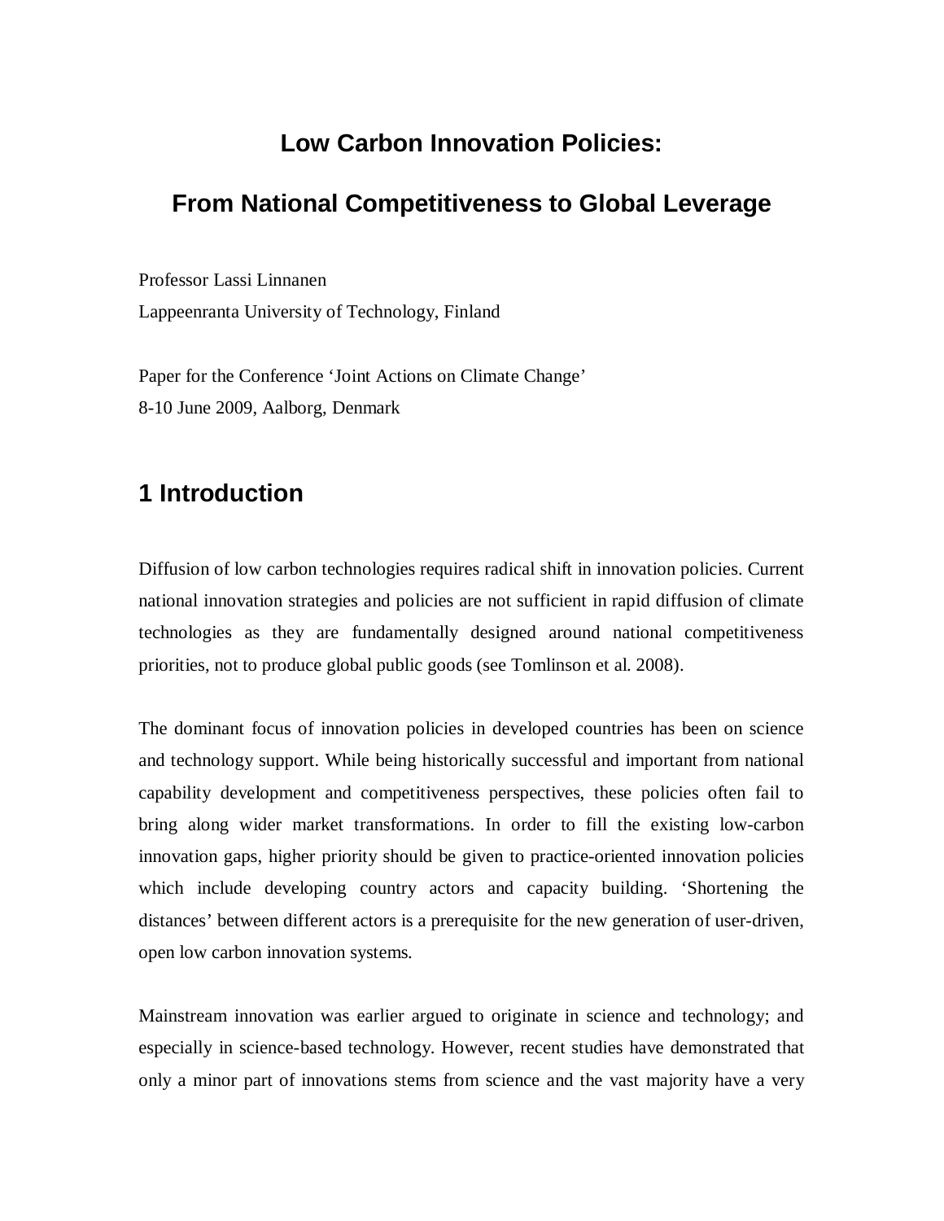# Low Carbon Innovation Policies:

# From National Competitiveness to Global Leverage

Professor Lassi Linnanen
Lappeenranta University of Technology, Finland

Paper for the Conference 'Joint Actions on Climate Change'
8-10 June 2009, Aalborg, Denmark

## 1 Introduction

Diffusion of low carbon technologies requires radical shift in innovation policies. Current national innovation strategies and policies are not sufficient in rapid diffusion of climate technologies as they are fundamentally designed around national competitiveness priorities, not to produce global public goods (see Tomlinson et al. 2008).

The dominant focus of innovation policies in developed countries has been on science and technology support. While being historically successful and important from national capability development and competitiveness perspectives, these policies often fail to bring along wider market transformations. In order to fill the existing low-carbon innovation gaps, higher priority should be given to practice-oriented innovation policies which include developing country actors and capacity building. 'Shortening the distances' between different actors is a prerequisite for the new generation of user-driven, open low carbon innovation systems.

Mainstream innovation was earlier argued to originate in science and technology; and especially in science-based technology. However, recent studies have demonstrated that only a minor part of innovations stems from science and the vast majority have a very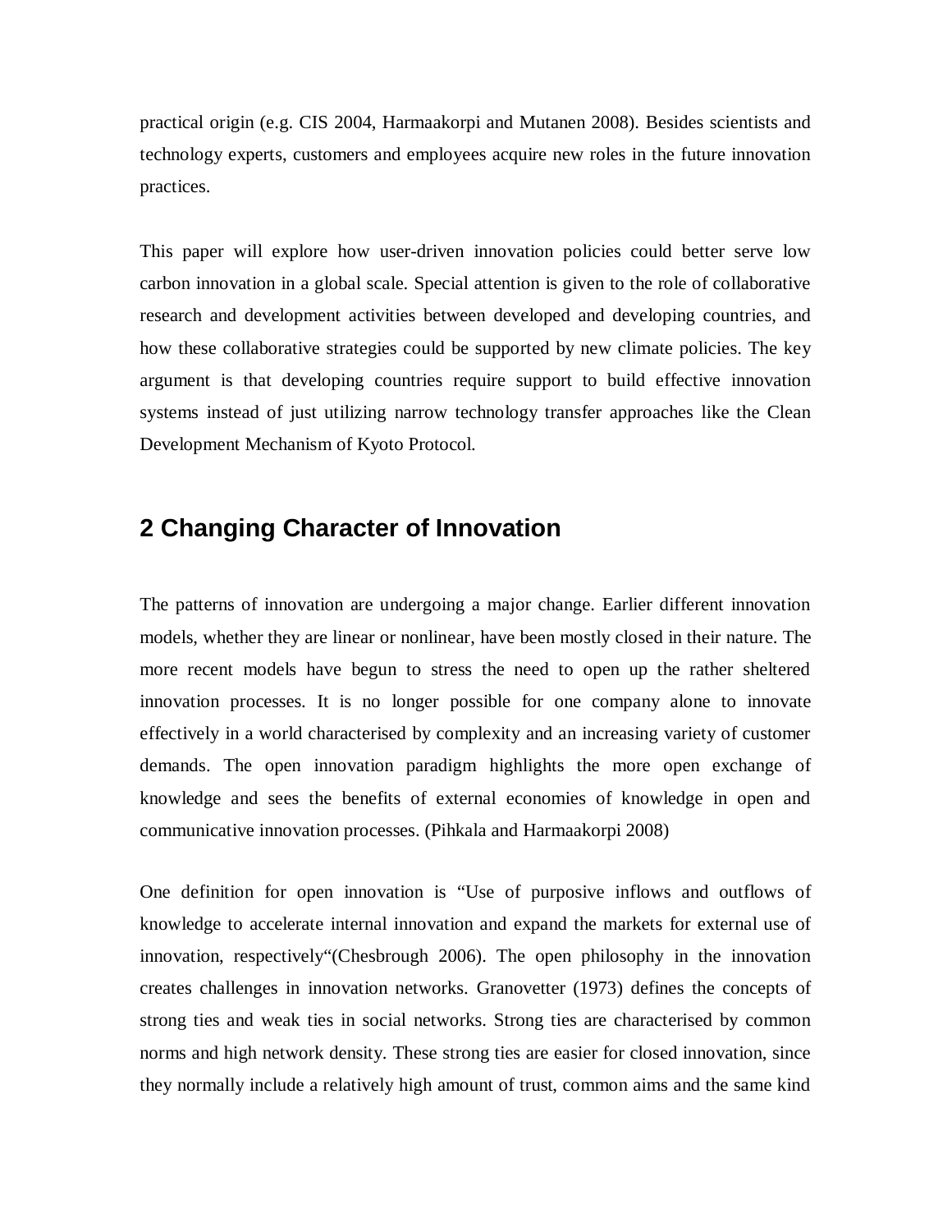practical origin (e.g. CIS 2004, Harmaakorpi and Mutanen 2008). Besides scientists and technology experts, customers and employees acquire new roles in the future innovation practices.

This paper will explore how user-driven innovation policies could better serve low carbon innovation in a global scale. Special attention is given to the role of collaborative research and development activities between developed and developing countries, and how these collaborative strategies could be supported by new climate policies. The key argument is that developing countries require support to build effective innovation systems instead of just utilizing narrow technology transfer approaches like the Clean Development Mechanism of Kyoto Protocol.

## 2 Changing Character of Innovation

The patterns of innovation are undergoing a major change. Earlier different innovation models, whether they are linear or nonlinear, have been mostly closed in their nature. The more recent models have begun to stress the need to open up the rather sheltered innovation processes. It is no longer possible for one company alone to innovate effectively in a world characterised by complexity and an increasing variety of customer demands. The open innovation paradigm highlights the more open exchange of knowledge and sees the benefits of external economies of knowledge in open and communicative innovation processes. (Pihkala and Harmaakorpi 2008)

One definition for open innovation is "Use of purposive inflows and outflows of knowledge to accelerate internal innovation and expand the markets for external use of innovation, respectively"(Chesbrough 2006). The open philosophy in the innovation creates challenges in innovation networks. Granovetter (1973) defines the concepts of strong ties and weak ties in social networks. Strong ties are characterised by common norms and high network density. These strong ties are easier for closed innovation, since they normally include a relatively high amount of trust, common aims and the same kind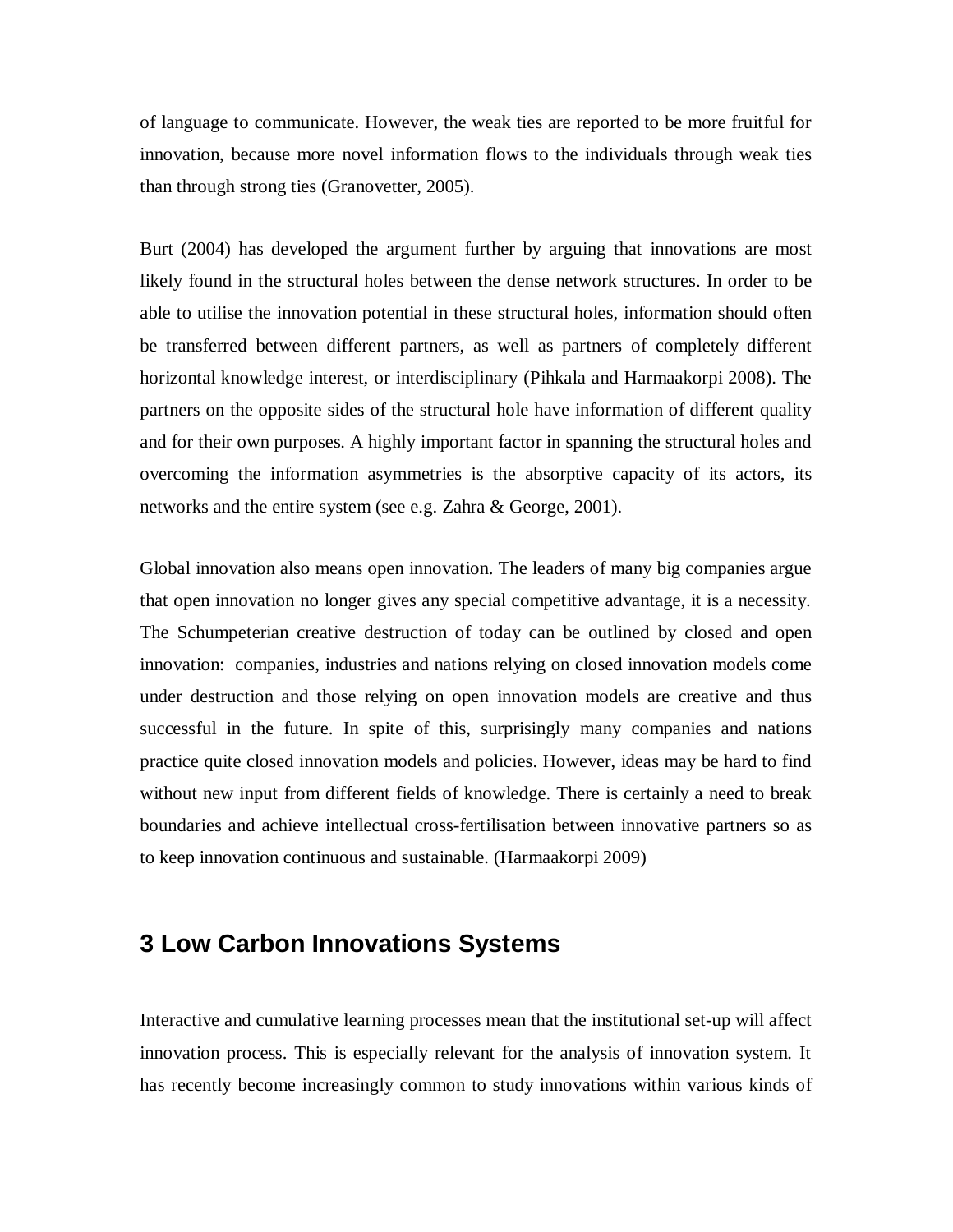of language to communicate. However, the weak ties are reported to be more fruitful for innovation, because more novel information flows to the individuals through weak ties than through strong ties (Granovetter, 2005).

Burt (2004) has developed the argument further by arguing that innovations are most likely found in the structural holes between the dense network structures. In order to be able to utilise the innovation potential in these structural holes, information should often be transferred between different partners, as well as partners of completely different horizontal knowledge interest, or interdisciplinary (Pihkala and Harmaakorpi 2008). The partners on the opposite sides of the structural hole have information of different quality and for their own purposes. A highly important factor in spanning the structural holes and overcoming the information asymmetries is the absorptive capacity of its actors, its networks and the entire system (see e.g. Zahra & George, 2001).

Global innovation also means open innovation. The leaders of many big companies argue that open innovation no longer gives any special competitive advantage, it is a necessity. The Schumpeterian creative destruction of today can be outlined by closed and open innovation: companies, industries and nations relying on closed innovation models come under destruction and those relying on open innovation models are creative and thus successful in the future. In spite of this, surprisingly many companies and nations practice quite closed innovation models and policies. However, ideas may be hard to find without new input from different fields of knowledge. There is certainly a need to break boundaries and achieve intellectual cross-fertilisation between innovative partners so as to keep innovation continuous and sustainable. (Harmaakorpi 2009)

## 3 Low Carbon Innovations Systems

Interactive and cumulative learning processes mean that the institutional set-up will affect innovation process. This is especially relevant for the analysis of innovation system. It has recently become increasingly common to study innovations within various kinds of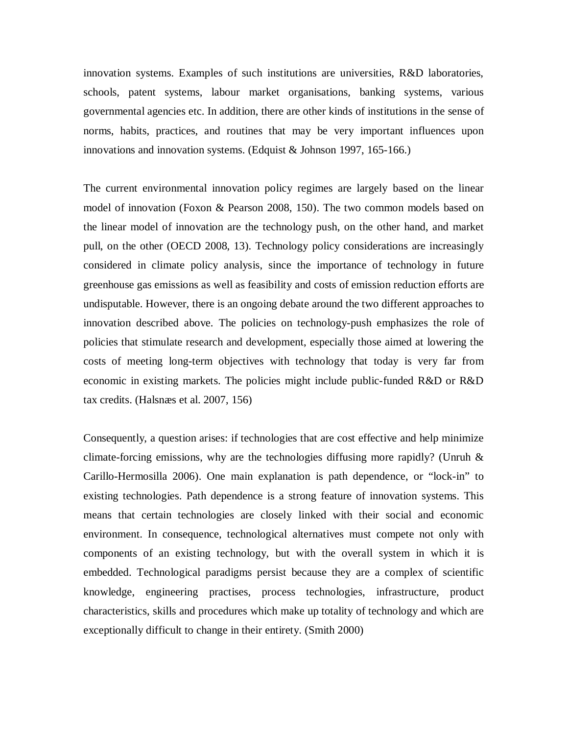innovation systems. Examples of such institutions are universities, R&D laboratories, schools, patent systems, labour market organisations, banking systems, various governmental agencies etc. In addition, there are other kinds of institutions in the sense of norms, habits, practices, and routines that may be very important influences upon innovations and innovation systems. (Edquist & Johnson 1997, 165-166.)

The current environmental innovation policy regimes are largely based on the linear model of innovation (Foxon & Pearson 2008, 150). The two common models based on the linear model of innovation are the technology push, on the other hand, and market pull, on the other (OECD 2008, 13). Technology policy considerations are increasingly considered in climate policy analysis, since the importance of technology in future greenhouse gas emissions as well as feasibility and costs of emission reduction efforts are undisputable. However, there is an ongoing debate around the two different approaches to innovation described above. The policies on technology-push emphasizes the role of policies that stimulate research and development, especially those aimed at lowering the costs of meeting long-term objectives with technology that today is very far from economic in existing markets. The policies might include public-funded R&D or R&D tax credits. (Halsnæs et al. 2007, 156)

Consequently, a question arises: if technologies that are cost effective and help minimize climate-forcing emissions, why are the technologies diffusing more rapidly? (Unruh & Carillo-Hermosilla 2006). One main explanation is path dependence, or "lock-in" to existing technologies. Path dependence is a strong feature of innovation systems. This means that certain technologies are closely linked with their social and economic environment. In consequence, technological alternatives must compete not only with components of an existing technology, but with the overall system in which it is embedded. Technological paradigms persist because they are a complex of scientific knowledge, engineering practises, process technologies, infrastructure, product characteristics, skills and procedures which make up totality of technology and which are exceptionally difficult to change in their entirety. (Smith 2000)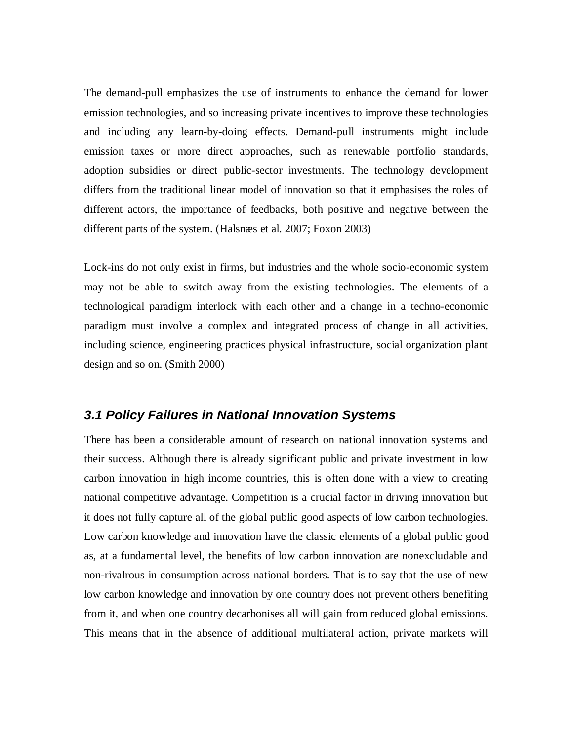The demand-pull emphasizes the use of instruments to enhance the demand for lower emission technologies, and so increasing private incentives to improve these technologies and including any learn-by-doing effects. Demand-pull instruments might include emission taxes or more direct approaches, such as renewable portfolio standards, adoption subsidies or direct public-sector investments. The technology development differs from the traditional linear model of innovation so that it emphasises the roles of different actors, the importance of feedbacks, both positive and negative between the different parts of the system. (Halsnæs et al. 2007; Foxon 2003)

Lock-ins do not only exist in firms, but industries and the whole socio-economic system may not be able to switch away from the existing technologies. The elements of a technological paradigm interlock with each other and a change in a techno-economic paradigm must involve a complex and integrated process of change in all activities, including science, engineering practices physical infrastructure, social organization plant design and so on. (Smith 2000)

### *3.1 Policy Failures in National Innovation Systems*

There has been a considerable amount of research on national innovation systems and their success. Although there is already significant public and private investment in low carbon innovation in high income countries, this is often done with a view to creating national competitive advantage. Competition is a crucial factor in driving innovation but it does not fully capture all of the global public good aspects of low carbon technologies. Low carbon knowledge and innovation have the classic elements of a global public good as, at a fundamental level, the benefits of low carbon innovation are nonexcludable and non-rivalrous in consumption across national borders. That is to say that the use of new low carbon knowledge and innovation by one country does not prevent others benefiting from it, and when one country decarbonises all will gain from reduced global emissions. This means that in the absence of additional multilateral action, private markets will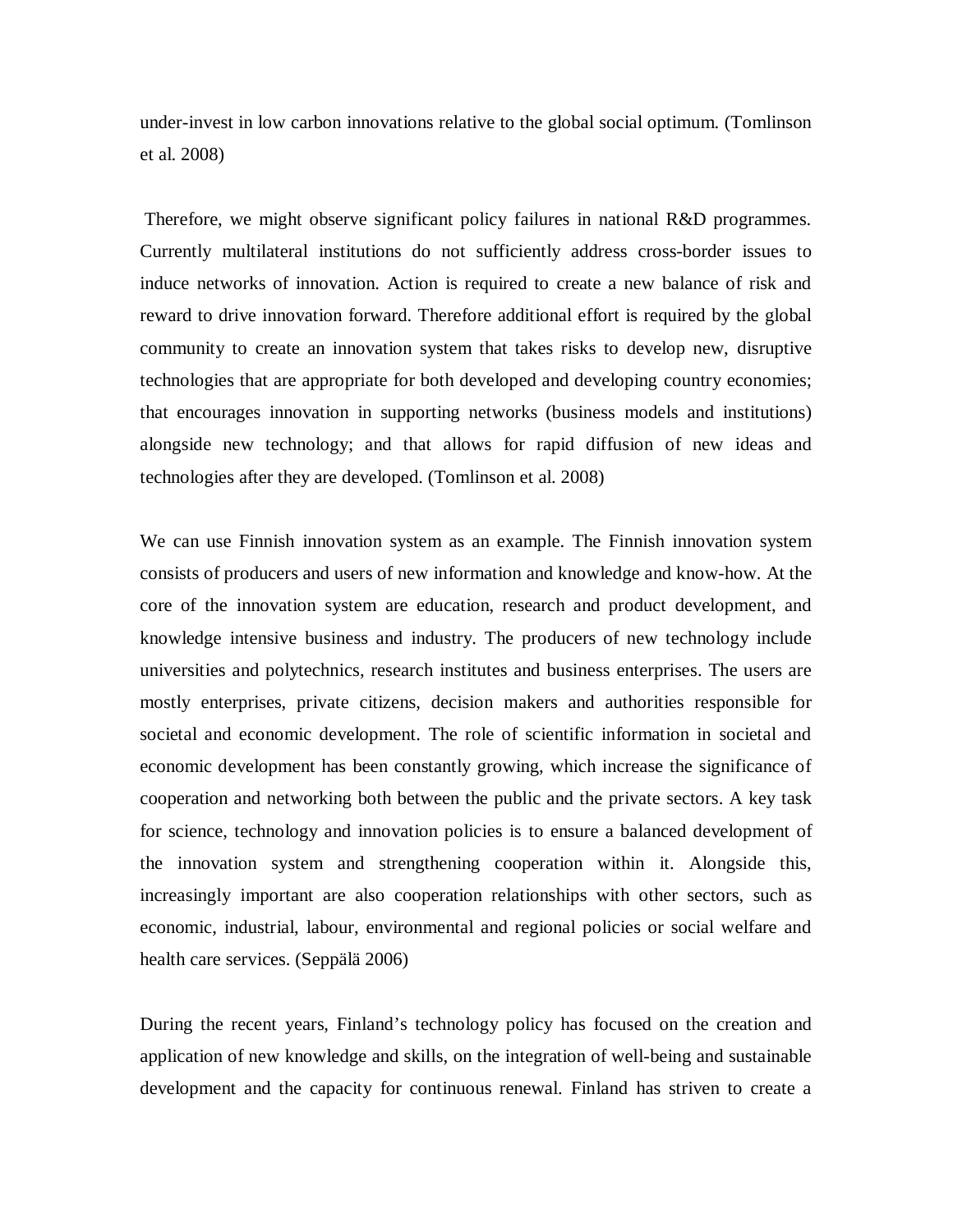under-invest in low carbon innovations relative to the global social optimum. (Tomlinson et al. 2008)

Therefore, we might observe significant policy failures in national R&D programmes. Currently multilateral institutions do not sufficiently address cross-border issues to induce networks of innovation. Action is required to create a new balance of risk and reward to drive innovation forward. Therefore additional effort is required by the global community to create an innovation system that takes risks to develop new, disruptive technologies that are appropriate for both developed and developing country economies; that encourages innovation in supporting networks (business models and institutions) alongside new technology; and that allows for rapid diffusion of new ideas and technologies after they are developed. (Tomlinson et al. 2008)

We can use Finnish innovation system as an example. The Finnish innovation system consists of producers and users of new information and knowledge and know-how. At the core of the innovation system are education, research and product development, and knowledge intensive business and industry. The producers of new technology include universities and polytechnics, research institutes and business enterprises. The users are mostly enterprises, private citizens, decision makers and authorities responsible for societal and economic development. The role of scientific information in societal and economic development has been constantly growing, which increase the significance of cooperation and networking both between the public and the private sectors. A key task for science, technology and innovation policies is to ensure a balanced development of the innovation system and strengthening cooperation within it. Alongside this, increasingly important are also cooperation relationships with other sectors, such as economic, industrial, labour, environmental and regional policies or social welfare and health care services. (Seppälä 2006)

During the recent years, Finland's technology policy has focused on the creation and application of new knowledge and skills, on the integration of well-being and sustainable development and the capacity for continuous renewal. Finland has striven to create a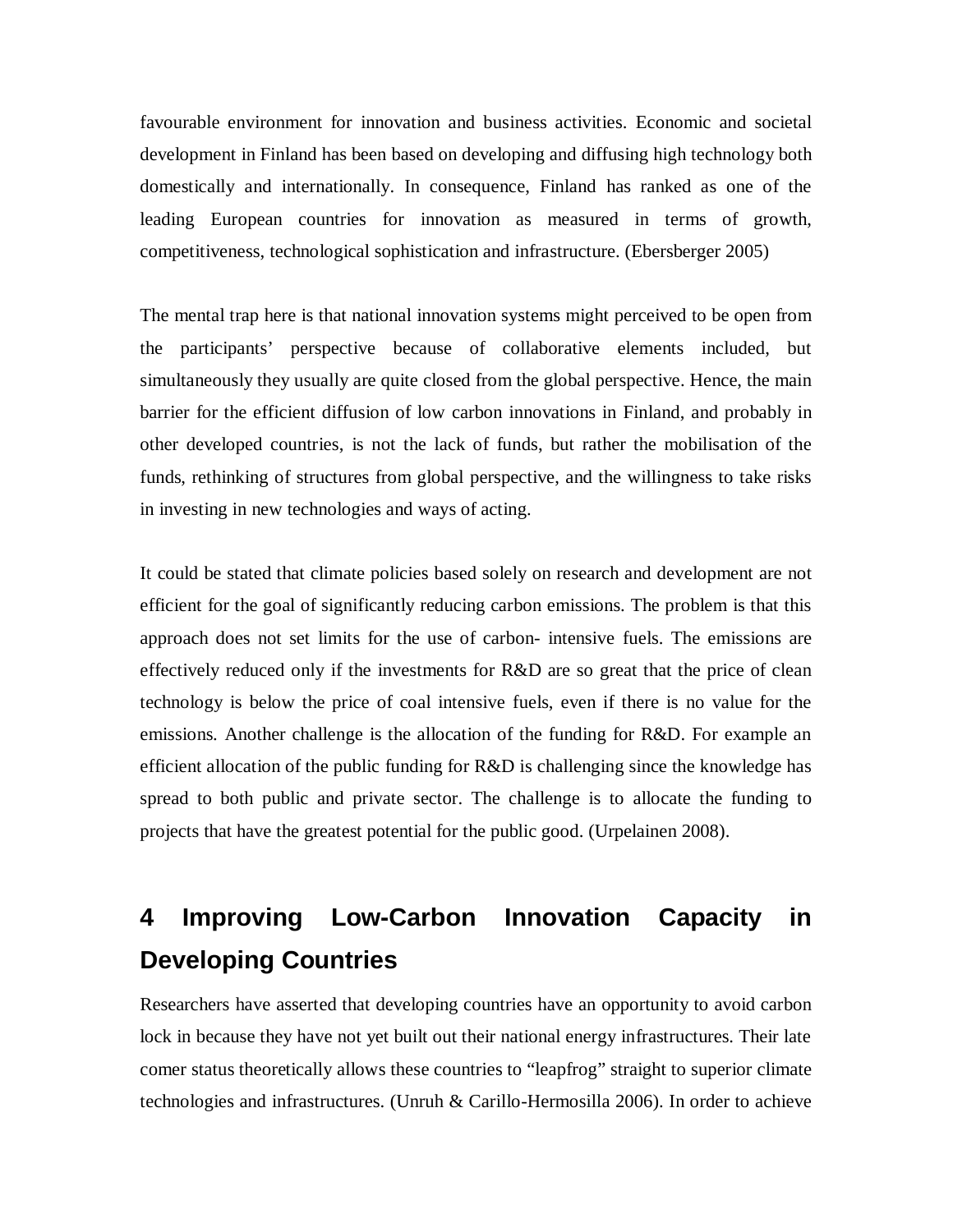favourable environment for innovation and business activities. Economic and societal development in Finland has been based on developing and diffusing high technology both domestically and internationally. In consequence, Finland has ranked as one of the leading European countries for innovation as measured in terms of growth, competitiveness, technological sophistication and infrastructure. (Ebersberger 2005)

The mental trap here is that national innovation systems might perceived to be open from the participants' perspective because of collaborative elements included, but simultaneously they usually are quite closed from the global perspective. Hence, the main barrier for the efficient diffusion of low carbon innovations in Finland, and probably in other developed countries, is not the lack of funds, but rather the mobilisation of the funds, rethinking of structures from global perspective, and the willingness to take risks in investing in new technologies and ways of acting.

It could be stated that climate policies based solely on research and development are not efficient for the goal of significantly reducing carbon emissions. The problem is that this approach does not set limits for the use of carbon- intensive fuels. The emissions are effectively reduced only if the investments for R&D are so great that the price of clean technology is below the price of coal intensive fuels, even if there is no value for the emissions. Another challenge is the allocation of the funding for R&D. For example an efficient allocation of the public funding for R&D is challenging since the knowledge has spread to both public and private sector. The challenge is to allocate the funding to projects that have the greatest potential for the public good. (Urpelainen 2008).

# 4 Improving Low-Carbon Innovation Capacity in Developing Countries

Researchers have asserted that developing countries have an opportunity to avoid carbon lock in because they have not yet built out their national energy infrastructures. Their late comer status theoretically allows these countries to "leapfrog" straight to superior climate technologies and infrastructures. (Unruh & Carillo-Hermosilla 2006). In order to achieve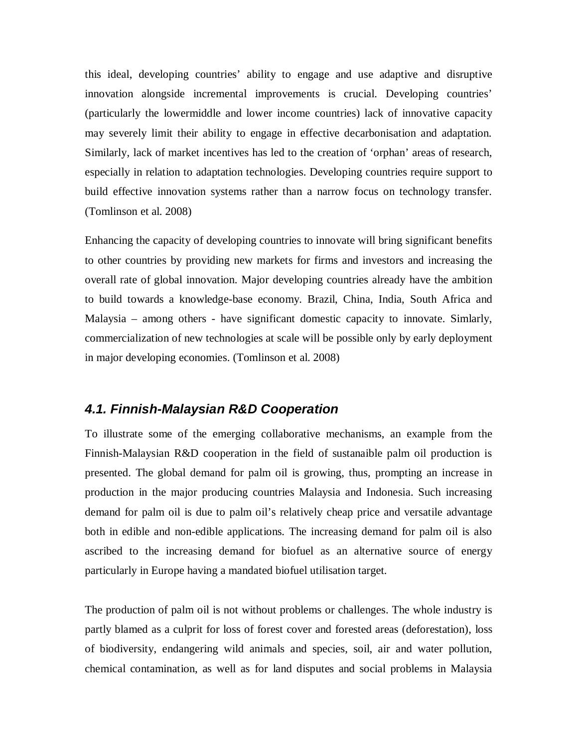this ideal, developing countries' ability to engage and use adaptive and disruptive innovation alongside incremental improvements is crucial. Developing countries' (particularly the lowermiddle and lower income countries) lack of innovative capacity may severely limit their ability to engage in effective decarbonisation and adaptation. Similarly, lack of market incentives has led to the creation of 'orphan' areas of research, especially in relation to adaptation technologies. Developing countries require support to build effective innovation systems rather than a narrow focus on technology transfer. (Tomlinson et al. 2008)

Enhancing the capacity of developing countries to innovate will bring significant benefits to other countries by providing new markets for firms and investors and increasing the overall rate of global innovation. Major developing countries already have the ambition to build towards a knowledge-base economy. Brazil, China, India, South Africa and Malaysia – among others - have significant domestic capacity to innovate. Simlarly, commercialization of new technologies at scale will be possible only by early deployment in major developing economies. (Tomlinson et al. 2008)

### *4.1. Finnish-Malaysian R&D Cooperation*

To illustrate some of the emerging collaborative mechanisms, an example from the Finnish-Malaysian R&D cooperation in the field of sustanaible palm oil production is presented. The global demand for palm oil is growing, thus, prompting an increase in production in the major producing countries Malaysia and Indonesia. Such increasing demand for palm oil is due to palm oil's relatively cheap price and versatile advantage both in edible and non-edible applications. The increasing demand for palm oil is also ascribed to the increasing demand for biofuel as an alternative source of energy particularly in Europe having a mandated biofuel utilisation target.

The production of palm oil is not without problems or challenges. The whole industry is partly blamed as a culprit for loss of forest cover and forested areas (deforestation), loss of biodiversity, endangering wild animals and species, soil, air and water pollution, chemical contamination, as well as for land disputes and social problems in Malaysia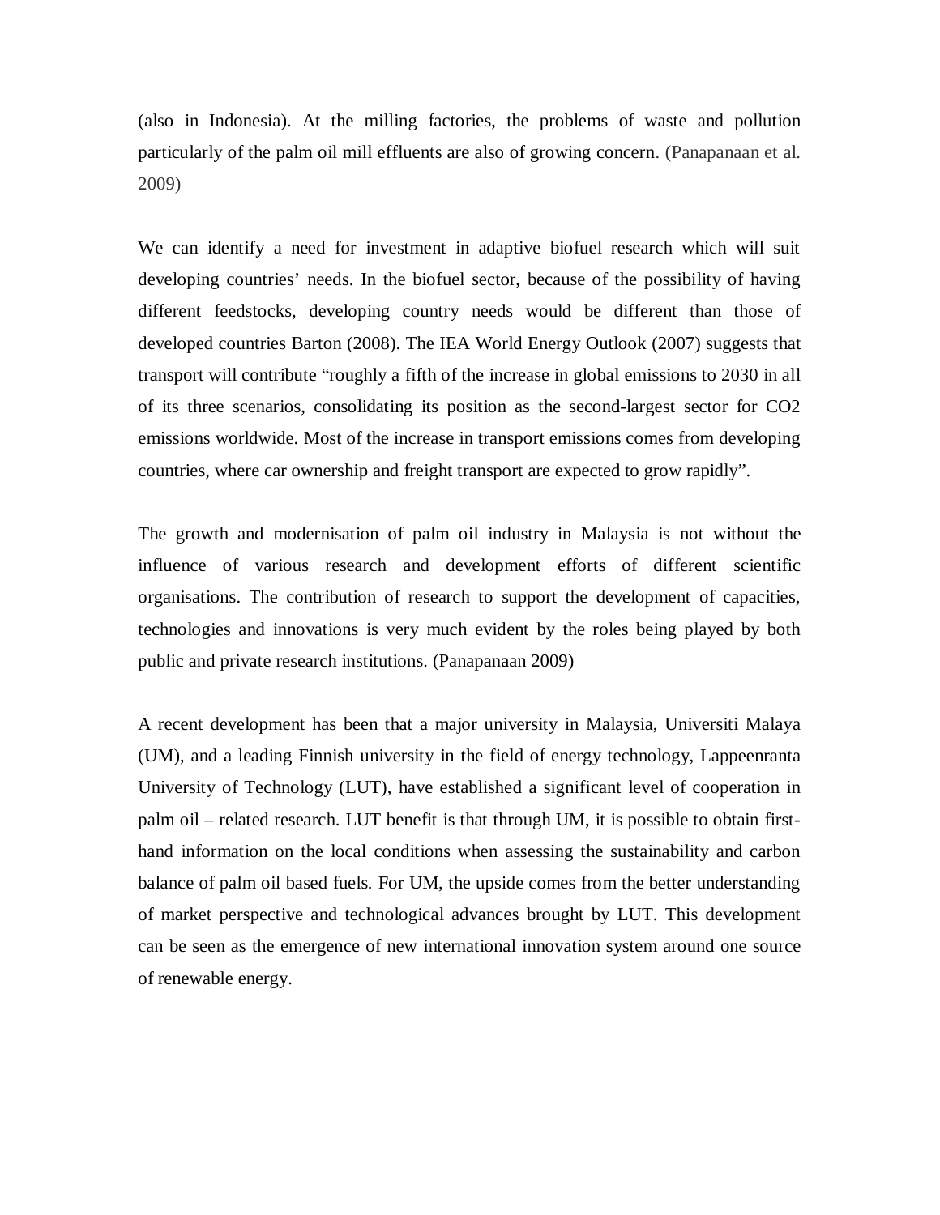(also in Indonesia). At the milling factories, the problems of waste and pollution particularly of the palm oil mill effluents are also of growing concern. (Panapanaan et al. 2009)

We can identify a need for investment in adaptive biofuel research which will suit developing countries' needs. In the biofuel sector, because of the possibility of having different feedstocks, developing country needs would be different than those of developed countries Barton (2008). The IEA World Energy Outlook (2007) suggests that transport will contribute "roughly a fifth of the increase in global emissions to 2030 in all of its three scenarios, consolidating its position as the second-largest sector for CO2 emissions worldwide. Most of the increase in transport emissions comes from developing countries, where car ownership and freight transport are expected to grow rapidly".

The growth and modernisation of palm oil industry in Malaysia is not without the influence of various research and development efforts of different scientific organisations. The contribution of research to support the development of capacities, technologies and innovations is very much evident by the roles being played by both public and private research institutions. (Panapanaan 2009)

A recent development has been that a major university in Malaysia, Universiti Malaya (UM), and a leading Finnish university in the field of energy technology, Lappeenranta University of Technology (LUT), have established a significant level of cooperation in palm oil – related research. LUT benefit is that through UM, it is possible to obtain first-hand information on the local conditions when assessing the sustainability and carbon balance of palm oil based fuels. For UM, the upside comes from the better understanding of market perspective and technological advances brought by LUT. This development can be seen as the emergence of new international innovation system around one source of renewable energy.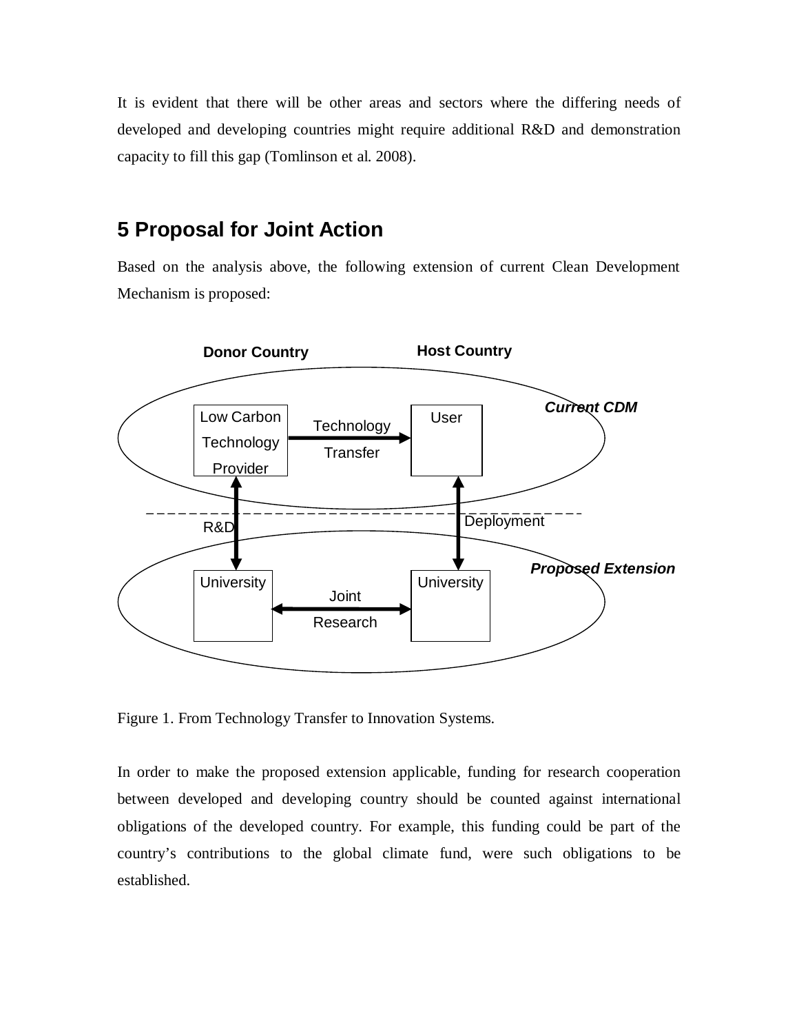It is evident that there will be other areas and sectors where the differing needs of developed and developing countries might require additional R&D and demonstration capacity to fill this gap (Tomlinson et al. 2008).

## 5 Proposal for Joint Action

Based on the analysis above, the following extension of current Clean Development Mechanism is proposed:

Figure 1. From Technology Transfer to Innovation Systems.

In order to make the proposed extension applicable, funding for research cooperation between developed and developing country should be counted against international obligations of the developed country. For example, this funding could be part of the country's contributions to the global climate fund, were such obligations to be established.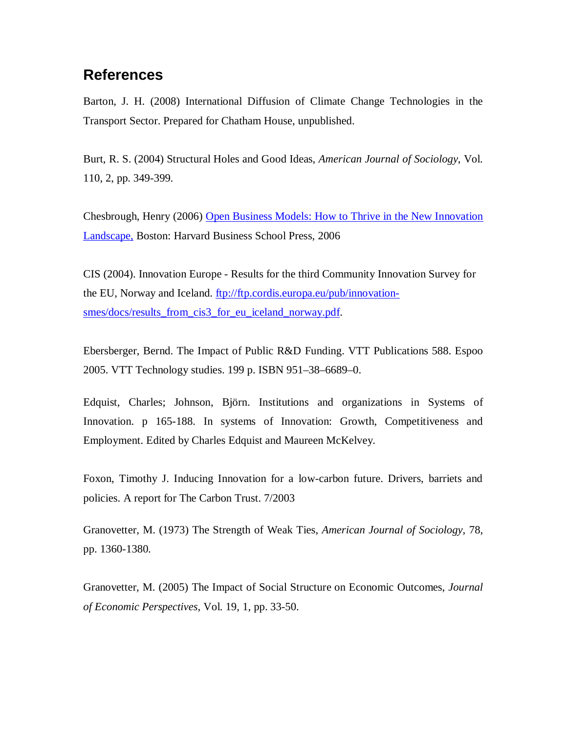## References

Barton, J. H. (2008) International Diffusion of Climate Change Technologies in the Transport Sector. Prepared for Chatham House, unpublished.

Burt, R. S. (2004) Structural Holes and Good Ideas, *American Journal of Sociology*, Vol. 110, 2, pp. 349-399.

Chesbrough, Henry (2006) [Open Business Models: How to Thrive in the New Innovation Landscape,]() Boston: Harvard Business School Press, 2006

CIS (2004). Innovation Europe - Results for the third Community Innovation Survey for the EU, Norway and Iceland. [ftp://ftp.cordis.europa.eu/pub/innovation-smes/docs/results_from_cis3_for_eu_iceland_norway.pdf](ftp://ftp.cordis.europa.eu/pub/innovation-smes/docs/results_from_cis3_for_eu_iceland_norway.pdf).

Ebersberger, Bernd. The Impact of Public R&D Funding. VTT Publications 588. Espoo 2005. VTT Technology studies. 199 p. ISBN 951–38–6689–0.

Edquist, Charles; Johnson, Björn. Institutions and organizations in Systems of Innovation. p 165-188. In systems of Innovation: Growth, Competitiveness and Employment. Edited by Charles Edquist and Maureen McKelvey.

Foxon, Timothy J. Inducing Innovation for a low-carbon future. Drivers, barriets and policies. A report for The Carbon Trust. 7/2003

Granovetter, M. (1973) The Strength of Weak Ties, *American Journal of Sociology*, 78, pp. 1360-1380.

Granovetter, M. (2005) The Impact of Social Structure on Economic Outcomes, *Journal of Economic Perspectives*, Vol. 19, 1, pp. 33-50.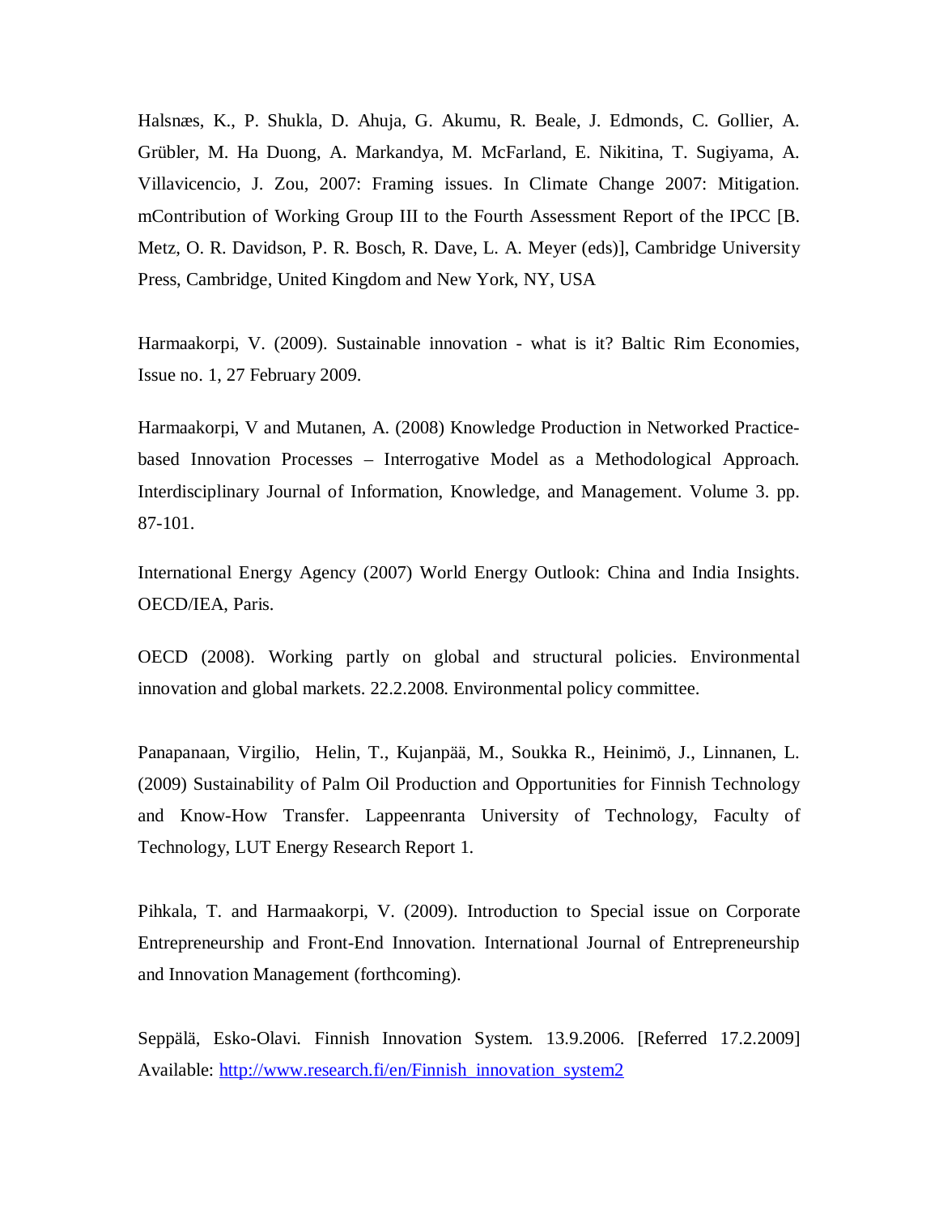Halsnæs, K., P. Shukla, D. Ahuja, G. Akumu, R. Beale, J. Edmonds, C. Gollier, A. Grübler, M. Ha Duong, A. Markandya, M. McFarland, E. Nikitina, T. Sugiyama, A. Villavicencio, J. Zou, 2007: Framing issues. In Climate Change 2007: Mitigation. mContribution of Working Group III to the Fourth Assessment Report of the IPCC [B. Metz, O. R. Davidson, P. R. Bosch, R. Dave, L. A. Meyer (eds)], Cambridge University Press, Cambridge, United Kingdom and New York, NY, USA

Harmaakorpi, V. (2009). Sustainable innovation - what is it? Baltic Rim Economies, Issue no. 1, 27 February 2009.

Harmaakorpi, V and Mutanen, A. (2008) Knowledge Production in Networked Practice-based Innovation Processes – Interrogative Model as a Methodological Approach. Interdisciplinary Journal of Information, Knowledge, and Management. Volume 3. pp. 87-101.

International Energy Agency (2007) World Energy Outlook: China and India Insights. OECD/IEA, Paris.

OECD (2008). Working partly on global and structural policies. Environmental innovation and global markets. 22.2.2008. Environmental policy committee.

Panapanaan, Virgilio, Helin, T., Kujanpää, M., Soukka R., Heinimö, J., Linnanen, L. (2009) Sustainability of Palm Oil Production and Opportunities for Finnish Technology and Know-How Transfer. Lappeenranta University of Technology, Faculty of Technology, LUT Energy Research Report 1.

Pihkala, T. and Harmaakorpi, V. (2009). Introduction to Special issue on Corporate Entrepreneurship and Front-End Innovation. International Journal of Entrepreneurship and Innovation Management (forthcoming).

Seppälä, Esko-Olavi. Finnish Innovation System. 13.9.2006. [Referred 17.2.2009] Available: http://www.research.fi/en/Finnish_innovation_system2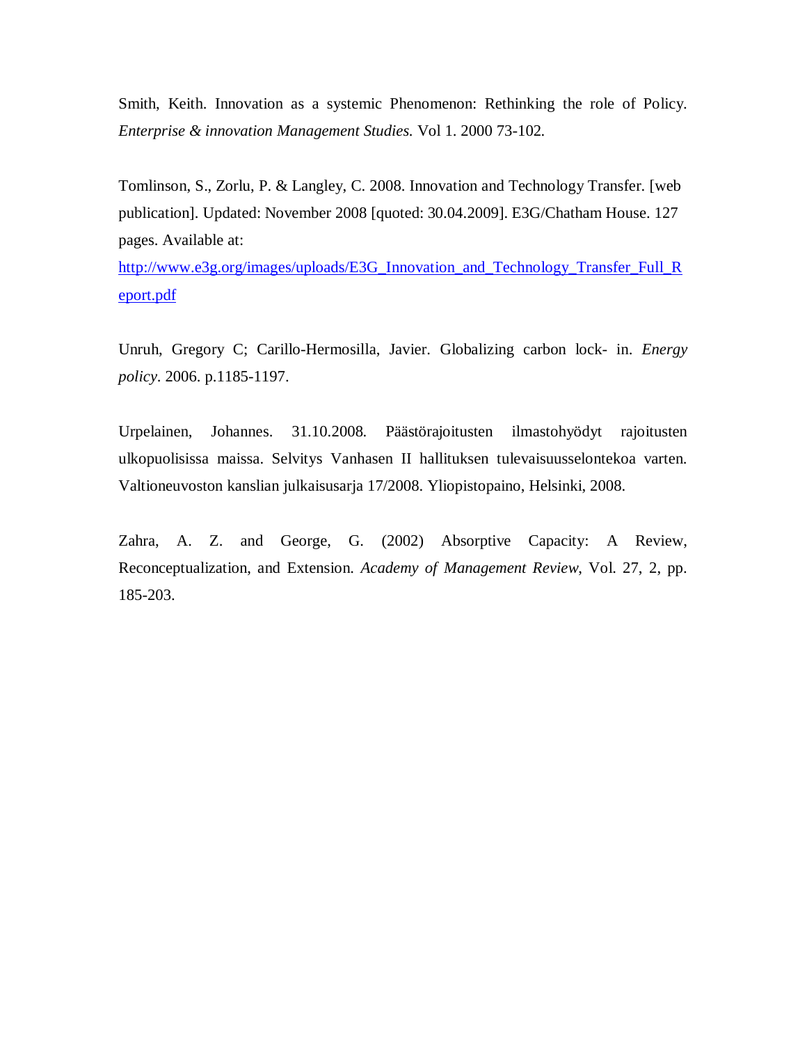Smith, Keith. Innovation as a systemic Phenomenon: Rethinking the role of Policy. *Enterprise & innovation Management Studies.* Vol 1. 2000 73-102.

Tomlinson, S., Zorlu, P. & Langley, C. 2008. Innovation and Technology Transfer. [web publication]. Updated: November 2008 [quoted: 30.04.2009]. E3G/Chatham House. 127 pages. Available at: http://www.e3g.org/images/uploads/E3G_Innovation_and_Technology_Transfer_Full_Report.pdf

Unruh, Gregory C; Carillo-Hermosilla, Javier. Globalizing carbon lock- in. *Energy policy*. 2006. p.1185-1197.

Urpelainen, Johannes. 31.10.2008. Päästörajoitusten ilmastohyödyt rajoitusten ulkopuolisissa maissa. Selvitys Vanhasen II hallituksen tulevaisuusselontekoa varten. Valtioneuvoston kanslian julkaisusarja 17/2008. Yliopistopaino, Helsinki, 2008.

Zahra, A. Z. and George, G. (2002) Absorptive Capacity: A Review, Reconceptualization, and Extension. *Academy of Management Review*, Vol. 27, 2, pp. 185-203.